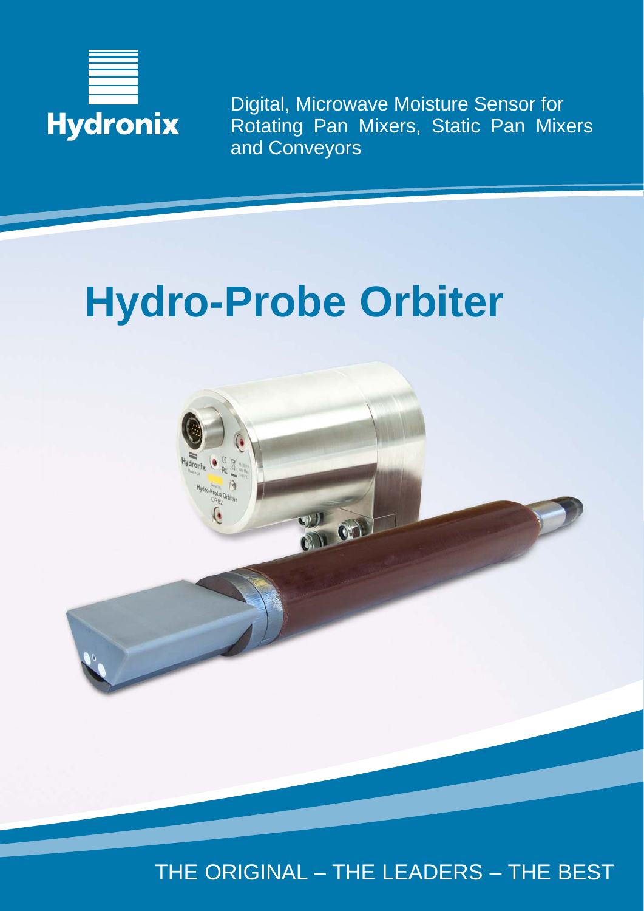Hydronix

Digital, Microwave Moisture Sensor for Rotating Pan Mixers, Static Pan Mixers and Conveyors

# Hydro-Probe Orbiter

THE ORIGINAL – THE LEADERS – THE BEST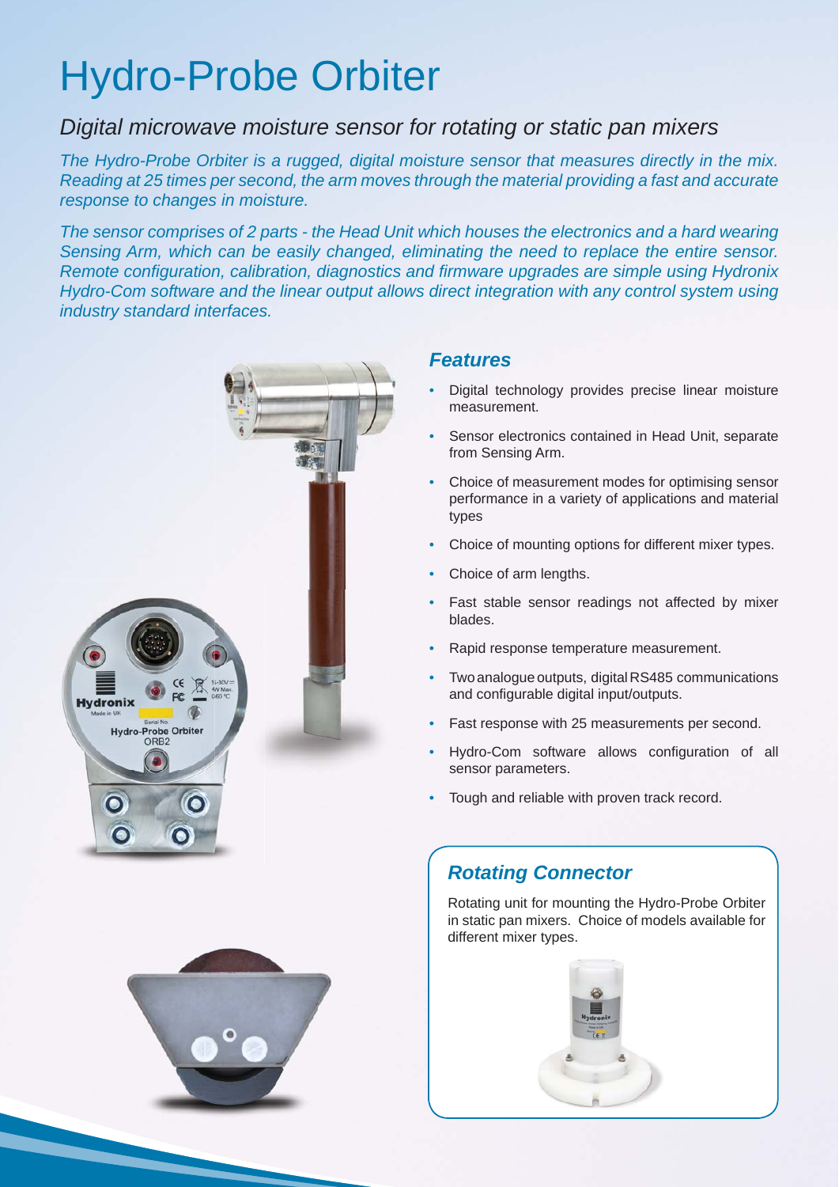# Hydro-Probe Orbiter

## *Digital microwave moisture sensor for rotating or static pan mixers*

*The Hydro-Probe Orbiter is a rugged, digital moisture sensor that measures directly in the mix. Reading at 25 times per second, the arm moves through the material providing a fast and accurate response to changes in moisture.*

*The sensor comprises of 2 parts - the Head Unit which houses the electronics and a hard wearing Sensing Arm, which can be easily changed, eliminating the need to replace the entire sensor. Remote configuration, calibration, diagnostics and firmware upgrades are simple using Hydronix Hydro-Com software and the linear output allows direct integration with any control system using industry standard interfaces.*

### *Features*

- Digital technology provides precise linear moisture measurement.
- Sensor electronics contained in Head Unit, separate from Sensing Arm.
- Choice of measurement modes for optimising sensor performance in a variety of applications and material types
- Choice of mounting options for different mixer types.
- Choice of arm lengths.
- Fast stable sensor readings not affected by mixer blades.
- Rapid response temperature measurement.
- Two analogue outputs, digital RS485 communications and configurable digital input/outputs.
- Fast response with 25 measurements per second.
- Hydro-Com software allows configuration of all sensor parameters.
- Tough and reliable with proven track record.

### *Rotating Connector*

Rotating unit for mounting the Hydro-Probe Orbiter in static pan mixers. Choice of models available for different mixer types.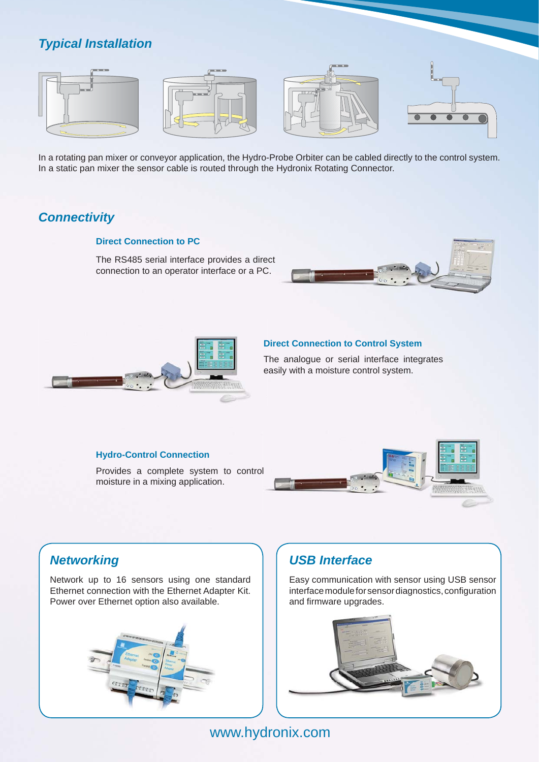## Typical Installation

In a rotating pan mixer or conveyor application, the Hydro-Probe Orbiter can be cabled directly to the control system. In a static pan mixer the sensor cable is routed through the Hydronix Rotating Connector.

## Connectivity

### Direct Connection to PC

The RS485 serial interface provides a direct connection to an operator interface or a PC.

### Direct Connection to Control System

The analogue or serial interface integrates easily with a moisture control system.

### Hydro-Control Connection

Provides a complete system to control moisture in a mixing application.

## Networking

Network up to 16 sensors using one standard Ethernet connection with the Ethernet Adapter Kit. Power over Ethernet option also available.

## USB Interface

Easy communication with sensor using USB sensor interface module for sensor diagnostics, configuration and firmware upgrades.

www.hydronix.com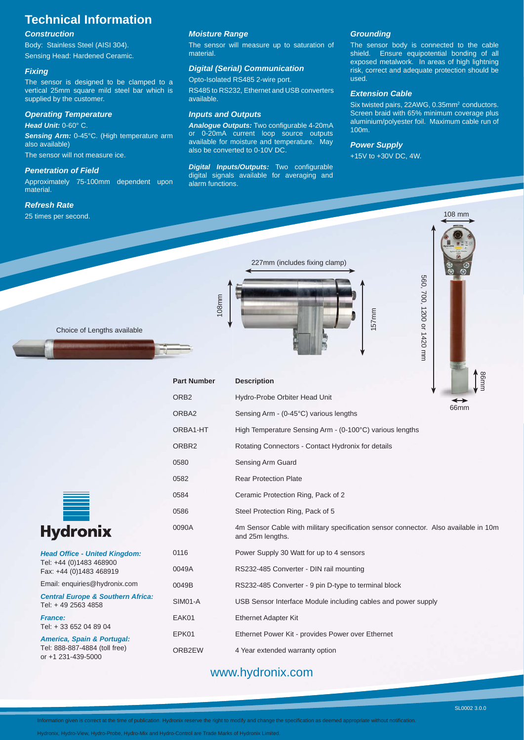# Technical Information

### Construction

Body: Stainless Steel (AISI 304).

Sensing Head: Hardened Ceramic.

### Fixing

The sensor is designed to be clamped to a vertical 25mm square mild steel bar which is supplied by the customer.

### Operating Temperature

***Head Unit:*** 0-60° C.

***Sensing Arm:*** 0-45°C. (High temperature arm also available)

The sensor will not measure ice.

### Penetration of Field

Approximately 75-100mm dependent upon material.

### Refresh Rate

25 times per second.

### Moisture Range

The sensor will measure up to saturation of material.

### Digital (Serial) Communication

Opto-Isolated RS485 2-wire port.

RS485 to RS232, Ethernet and USB converters available.

### Inputs and Outputs

***Analogue Outputs:*** Two configurable 4-20mA or 0-20mA current loop source outputs available for moisture and temperature. May also be converted to 0-10V DC.

***Digital Inputs/Outputs:*** Two configurable digital signals available for averaging and alarm functions.

### Grounding

The sensor body is connected to the cable shield. Ensure equipotential bonding of all exposed metalwork. In areas of high lightning risk, correct and adequate protection should be used.

### Extension Cable

Six twisted pairs, 22AWG, 0.35mm² conductors. Screen braid with 65% minimum coverage plus aluminium/polyester foil. Maximum cable run of 100m.

### Power Supply

+15V to +30V DC, 4W.

108 mm

227mm (includes fixing clamp)

108mm

157mm

560, 700, 1200 or 1420 mm

86mm

66mm

Choice of Lengths available

| Part Number | Description |
|---|---|
| ORB2 | Hydro-Probe Orbiter Head Unit |
| ORBA2 | Sensing Arm - (0-45°C) various lengths |
| ORBA1-HT | High Temperature Sensing Arm - (0-100°C) various lengths |
| ORBR2 | Rotating Connectors - Contact Hydronix for details |
| 0580 | Sensing Arm Guard |
| 0582 | Rear Protection Plate |
| 0584 | Ceramic Protection Ring, Pack of 2 |
| 0586 | Steel Protection Ring, Pack of 5 |
| 0090A | 4m Sensor Cable with military specification sensor connector. Also available in 10m and 25m lengths. |
| 0116 | Power Supply 30 Watt for up to 4 sensors |
| 0049A | RS232-485 Converter - DIN rail mounting |
| 0049B | RS232-485 Converter - 9 pin D-type to terminal block |
| SIM01-A | USB Sensor Interface Module including cables and power supply |
| EAK01 | Ethernet Adapter Kit |
| EPK01 | Ethernet Power Kit - provides Power over Ethernet |
| ORB2EW | 4 Year extended warranty option |

**Hydronix**

***Head Office - United Kingdom:***
Tel: +44 (0)1483 468900
Fax: +44 (0)1483 468919

Email: enquiries@hydronix.com

***Central Europe & Southern Africa:***
Tel: + 49 2563 4858

***France:***
Tel: + 33 652 04 89 04

***America, Spain & Portugal:***
Tel: 888-887-4884 (toll free)
or +1 231-439-5000

www.hydronix.com

SL0002 3.0.0

Information given is correct at the time of publication. Hydronix reserve the right to modify and change the specification as deemed appropriate without notification.

Hydronix, Hydro-View, Hydro-Probe, Hydro-Mix and Hydro-Control are Trade Marks of Hydronix Limited.